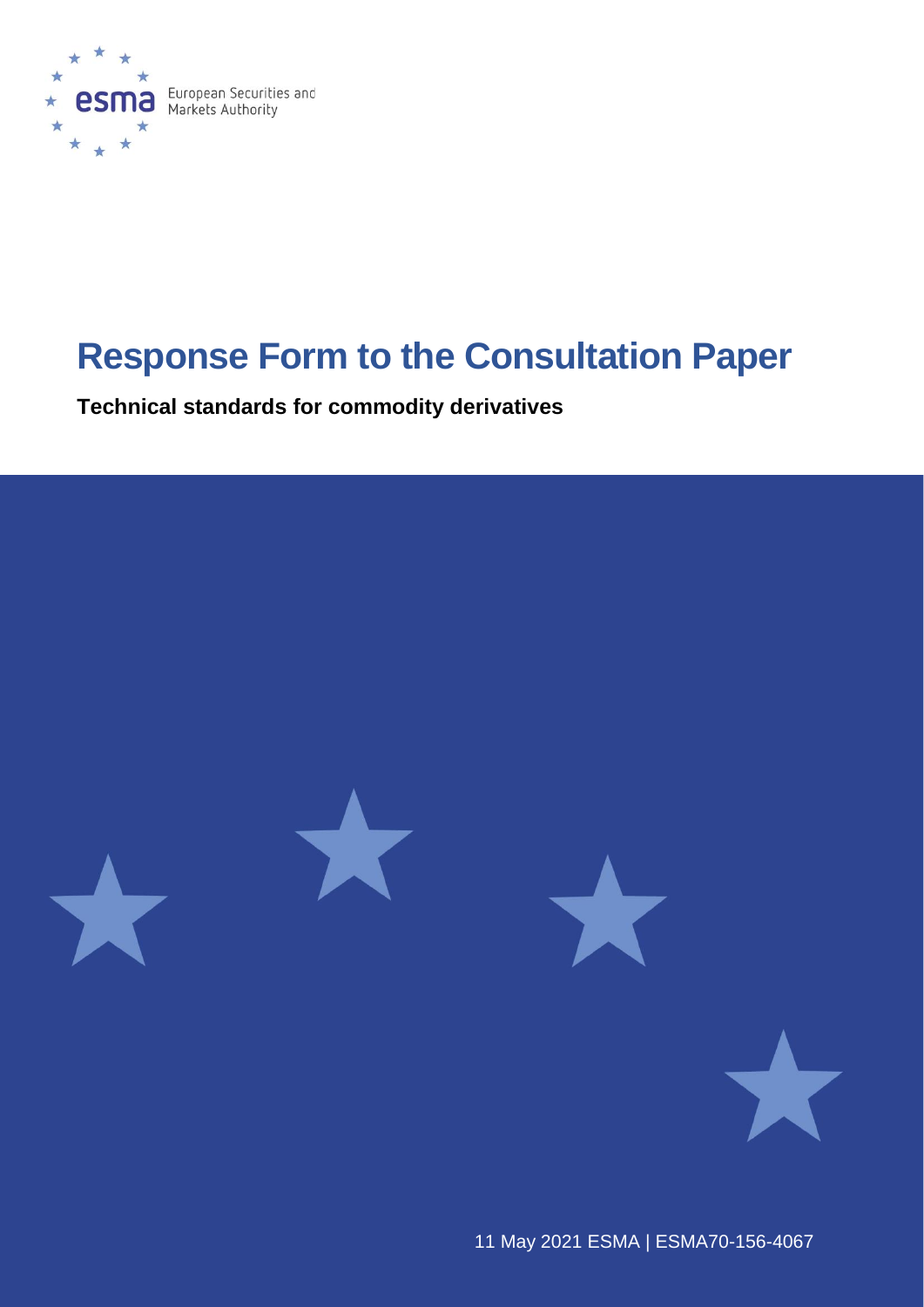European Securities and Markets Authority

# Response Form to the Consultation Paper

**Technical standards for commodity derivatives**

11 May 2021 ESMA | ESMA70-156-4067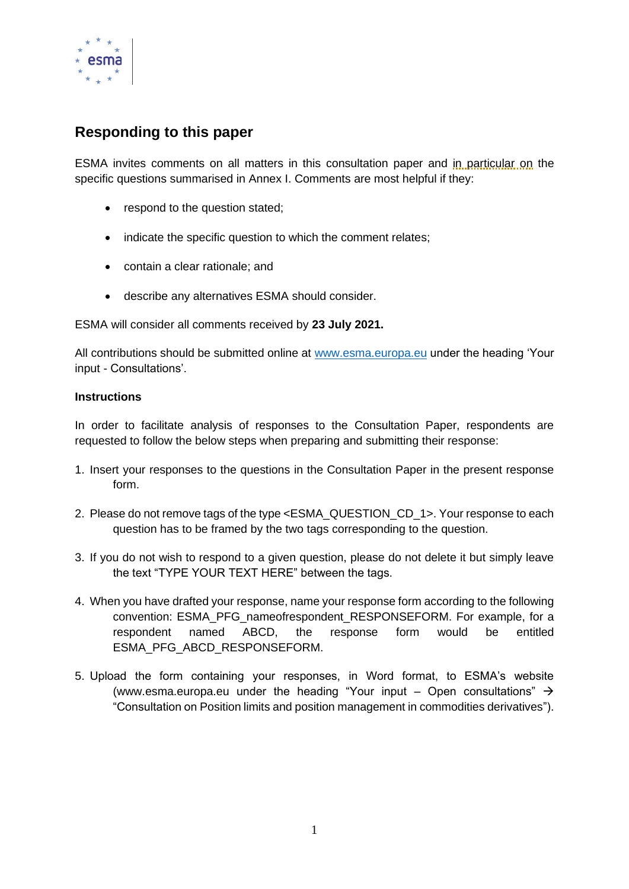## Responding to this paper

ESMA invites comments on all matters in this consultation paper and in particular on the specific questions summarised in Annex I. Comments are most helpful if they:

- respond to the question stated;
- indicate the specific question to which the comment relates;
- contain a clear rationale; and
- describe any alternatives ESMA should consider.

ESMA will consider all comments received by **23 July 2021.**

All contributions should be submitted online at www.esma.europa.eu under the heading 'Your input - Consultations'.

**Instructions**

In order to facilitate analysis of responses to the Consultation Paper, respondents are requested to follow the below steps when preparing and submitting their response:

1. Insert your responses to the questions in the Consultation Paper in the present response form.
2. Please do not remove tags of the type <ESMA_QUESTION_CD_1>. Your response to each question has to be framed by the two tags corresponding to the question.
3. If you do not wish to respond to a given question, please do not delete it but simply leave the text "TYPE YOUR TEXT HERE" between the tags.
4. When you have drafted your response, name your response form according to the following convention: ESMA_PFG_nameofrespondent_RESPONSEFORM. For example, for a respondent named ABCD, the response form would be entitled ESMA_PFG_ABCD_RESPONSEFORM.
5. Upload the form containing your responses, in Word format, to ESMA's website (www.esma.europa.eu under the heading "Your input – Open consultations" → "Consultation on Position limits and position management in commodities derivatives").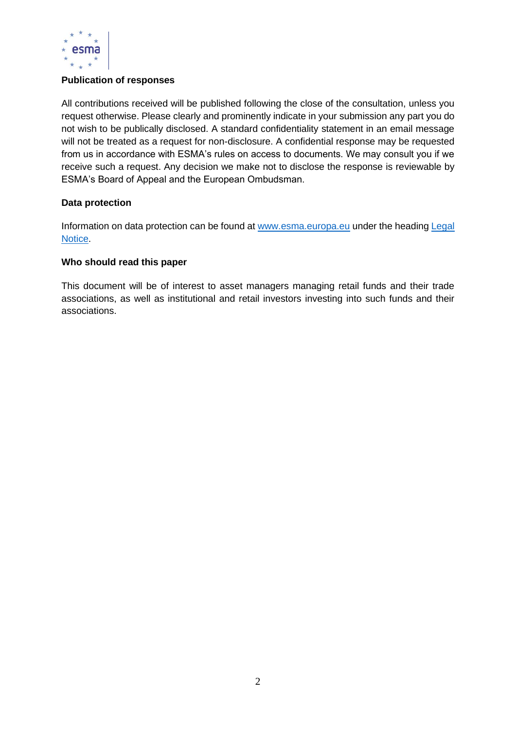**Publication of responses**

All contributions received will be published following the close of the consultation, unless you request otherwise. Please clearly and prominently indicate in your submission any part you do not wish to be publically disclosed. A standard confidentiality statement in an email message will not be treated as a request for non-disclosure. A confidential response may be requested from us in accordance with ESMA's rules on access to documents. We may consult you if we receive such a request. Any decision we make not to disclose the response is reviewable by ESMA's Board of Appeal and the European Ombudsman.

**Data protection**

Information on data protection can be found at [www.esma.europa.eu](www.esma.europa.eu) under the heading [Legal Notice](Legal Notice).

**Who should read this paper**

This document will be of interest to asset managers managing retail funds and their trade associations, as well as institutional and retail investors investing into such funds and their associations.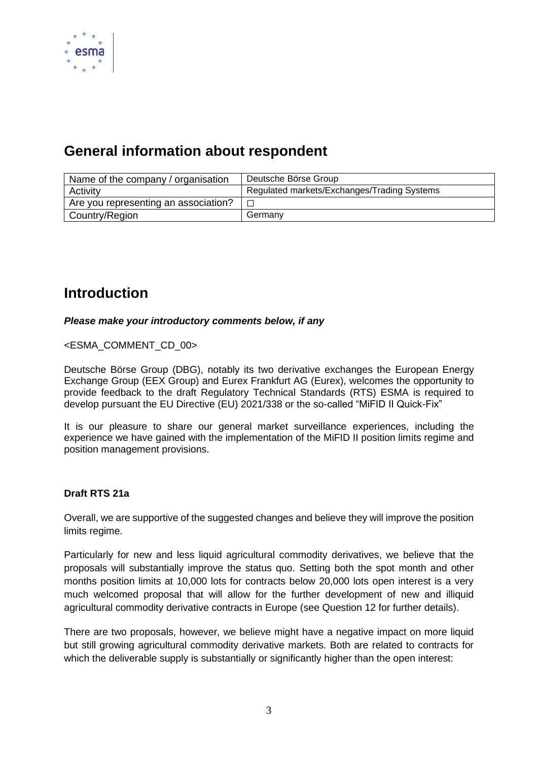## General information about respondent

| Name of the company / organisation | Deutsche Börse Group |
|---|---|
| Activity | Regulated markets/Exchanges/Trading Systems |
| Are you representing an association? | ☐ |
| Country/Region | Germany |

## Introduction

***Please make your introductory comments below, if any***

<ESMA_COMMENT_CD_00>

Deutsche Börse Group (DBG), notably its two derivative exchanges the European Energy Exchange Group (EEX Group) and Eurex Frankfurt AG (Eurex), welcomes the opportunity to provide feedback to the draft Regulatory Technical Standards (RTS) ESMA is required to develop pursuant the EU Directive (EU) 2021/338 or the so-called "MiFID II Quick-Fix"

It is our pleasure to share our general market surveillance experiences, including the experience we have gained with the implementation of the MiFID II position limits regime and position management provisions.

**Draft RTS 21a**

Overall, we are supportive of the suggested changes and believe they will improve the position limits regime.

Particularly for new and less liquid agricultural commodity derivatives, we believe that the proposals will substantially improve the status quo. Setting both the spot month and other months position limits at 10,000 lots for contracts below 20,000 lots open interest is a very much welcomed proposal that will allow for the further development of new and illiquid agricultural commodity derivative contracts in Europe (see Question 12 for further details).

There are two proposals, however, we believe might have a negative impact on more liquid but still growing agricultural commodity derivative markets. Both are related to contracts for which the deliverable supply is substantially or significantly higher than the open interest: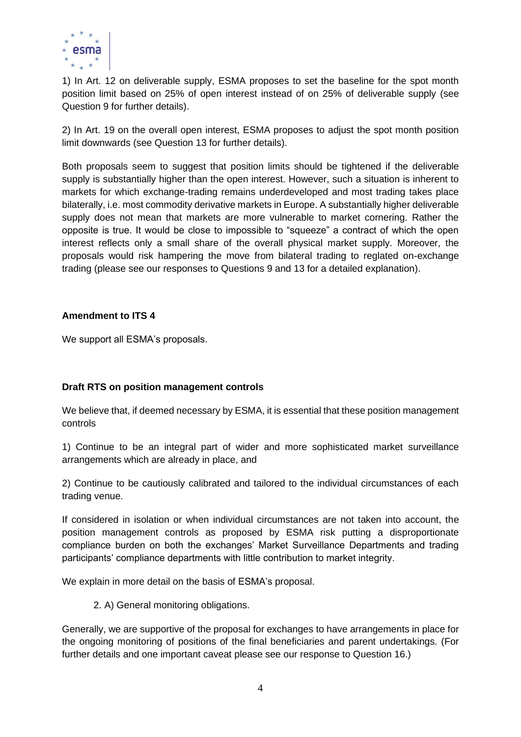1) In Art. 12 on deliverable supply, ESMA proposes to set the baseline for the spot month position limit based on 25% of open interest instead of on 25% of deliverable supply (see Question 9 for further details).

2) In Art. 19 on the overall open interest, ESMA proposes to adjust the spot month position limit downwards (see Question 13 for further details).

Both proposals seem to suggest that position limits should be tightened if the deliverable supply is substantially higher than the open interest. However, such a situation is inherent to markets for which exchange-trading remains underdeveloped and most trading takes place bilaterally, i.e. most commodity derivative markets in Europe. A substantially higher deliverable supply does not mean that markets are more vulnerable to market cornering. Rather the opposite is true. It would be close to impossible to "squeeze" a contract of which the open interest reflects only a small share of the overall physical market supply. Moreover, the proposals would risk hampering the move from bilateral trading to reglated on-exchange trading (please see our responses to Questions 9 and 13 for a detailed explanation).

**Amendment to ITS 4**

We support all ESMA's proposals.

**Draft RTS on position management controls**

We believe that, if deemed necessary by ESMA, it is essential that these position management controls

1) Continue to be an integral part of wider and more sophisticated market surveillance arrangements which are already in place, and

2) Continue to be cautiously calibrated and tailored to the individual circumstances of each trading venue.

If considered in isolation or when individual circumstances are not taken into account, the position management controls as proposed by ESMA risk putting a disproportionate compliance burden on both the exchanges' Market Surveillance Departments and trading participants' compliance departments with little contribution to market integrity.

We explain in more detail on the basis of ESMA's proposal.

2. A) General monitoring obligations.

Generally, we are supportive of the proposal for exchanges to have arrangements in place for the ongoing monitoring of positions of the final beneficiaries and parent undertakings. (For further details and one important caveat please see our response to Question 16.)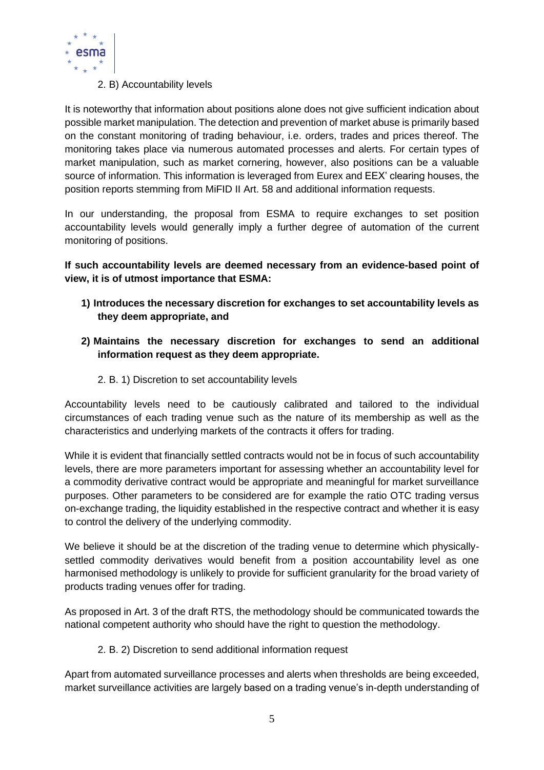### 2. B) Accountability levels

It is noteworthy that information about positions alone does not give sufficient indication about possible market manipulation. The detection and prevention of market abuse is primarily based on the constant monitoring of trading behaviour, i.e. orders, trades and prices thereof. The monitoring takes place via numerous automated processes and alerts. For certain types of market manipulation, such as market cornering, however, also positions can be a valuable source of information. This information is leveraged from Eurex and EEX' clearing houses, the position reports stemming from MiFID II Art. 58 and additional information requests.

In our understanding, the proposal from ESMA to require exchanges to set position accountability levels would generally imply a further degree of automation of the current monitoring of positions.

**If such accountability levels are deemed necessary from an evidence-based point of view, it is of utmost importance that ESMA:**

1) **Introduces the necessary discretion for exchanges to set accountability levels as they deem appropriate, and**
2) **Maintains the necessary discretion for exchanges to send an additional information request as they deem appropriate.**

#### 2. B. 1) Discretion to set accountability levels

Accountability levels need to be cautiously calibrated and tailored to the individual circumstances of each trading venue such as the nature of its membership as well as the characteristics and underlying markets of the contracts it offers for trading.

While it is evident that financially settled contracts would not be in focus of such accountability levels, there are more parameters important for assessing whether an accountability level for a commodity derivative contract would be appropriate and meaningful for market surveillance purposes. Other parameters to be considered are for example the ratio OTC trading versus on-exchange trading, the liquidity established in the respective contract and whether it is easy to control the delivery of the underlying commodity.

We believe it should be at the discretion of the trading venue to determine which physically-settled commodity derivatives would benefit from a position accountability level as one harmonised methodology is unlikely to provide for sufficient granularity for the broad variety of products trading venues offer for trading.

As proposed in Art. 3 of the draft RTS, the methodology should be communicated towards the national competent authority who should have the right to question the methodology.

#### 2. B. 2) Discretion to send additional information request

Apart from automated surveillance processes and alerts when thresholds are being exceeded, market surveillance activities are largely based on a trading venue's in-depth understanding of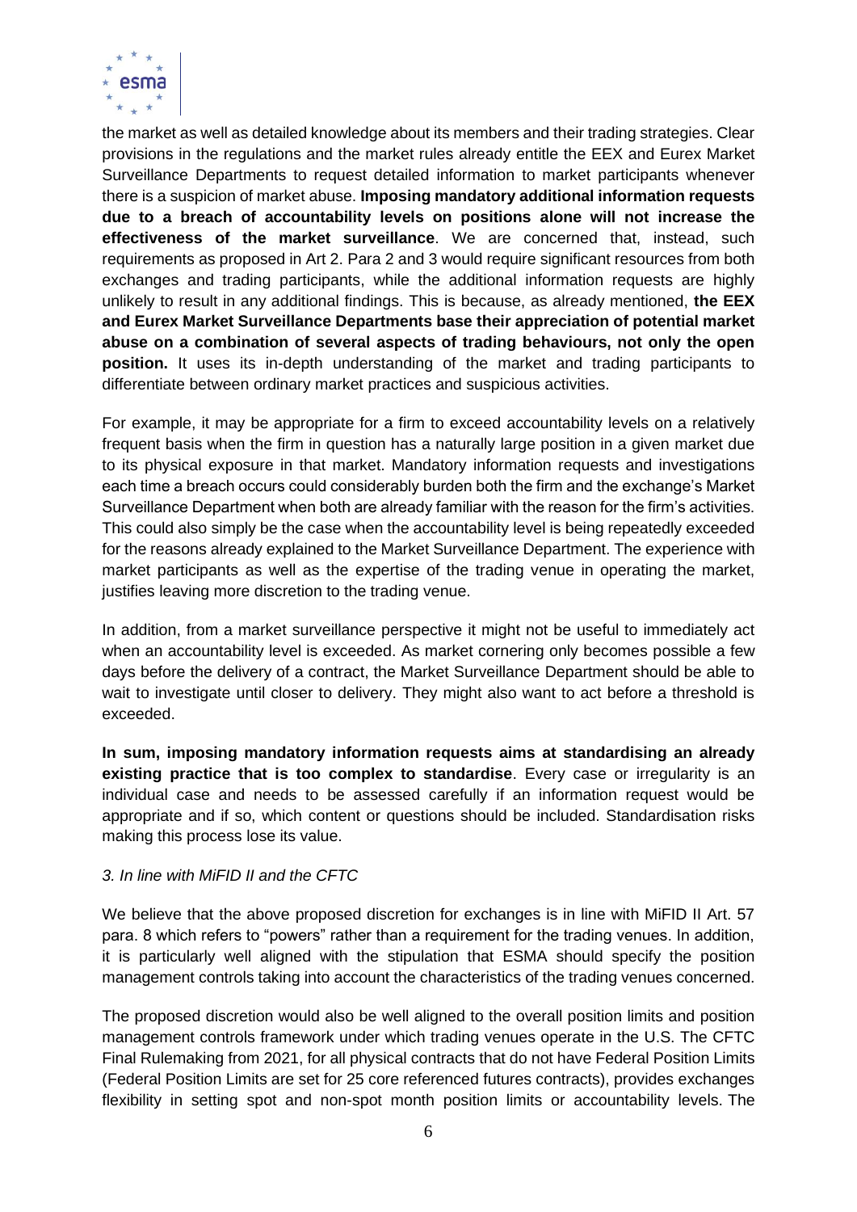the market as well as detailed knowledge about its members and their trading strategies. Clear provisions in the regulations and the market rules already entitle the EEX and Eurex Market Surveillance Departments to request detailed information to market participants whenever there is a suspicion of market abuse. **Imposing mandatory additional information requests due to a breach of accountability levels on positions alone will not increase the effectiveness of the market surveillance**. We are concerned that, instead, such requirements as proposed in Art 2. Para 2 and 3 would require significant resources from both exchanges and trading participants, while the additional information requests are highly unlikely to result in any additional findings. This is because, as already mentioned, **the EEX and Eurex Market Surveillance Departments base their appreciation of potential market abuse on a combination of several aspects of trading behaviours, not only the open position.** It uses its in-depth understanding of the market and trading participants to differentiate between ordinary market practices and suspicious activities.

For example, it may be appropriate for a firm to exceed accountability levels on a relatively frequent basis when the firm in question has a naturally large position in a given market due to its physical exposure in that market. Mandatory information requests and investigations each time a breach occurs could considerably burden both the firm and the exchange's Market Surveillance Department when both are already familiar with the reason for the firm's activities. This could also simply be the case when the accountability level is being repeatedly exceeded for the reasons already explained to the Market Surveillance Department. The experience with market participants as well as the expertise of the trading venue in operating the market, justifies leaving more discretion to the trading venue.

In addition, from a market surveillance perspective it might not be useful to immediately act when an accountability level is exceeded. As market cornering only becomes possible a few days before the delivery of a contract, the Market Surveillance Department should be able to wait to investigate until closer to delivery. They might also want to act before a threshold is exceeded.

**In sum, imposing mandatory information requests aims at standardising an already existing practice that is too complex to standardise**. Every case or irregularity is an individual case and needs to be assessed carefully if an information request would be appropriate and if so, which content or questions should be included. Standardisation risks making this process lose its value.

*3. In line with MiFID II and the CFTC*

We believe that the above proposed discretion for exchanges is in line with MiFID II Art. 57 para. 8 which refers to "powers" rather than a requirement for the trading venues. In addition, it is particularly well aligned with the stipulation that ESMA should specify the position management controls taking into account the characteristics of the trading venues concerned.

The proposed discretion would also be well aligned to the overall position limits and position management controls framework under which trading venues operate in the U.S. The CFTC Final Rulemaking from 2021, for all physical contracts that do not have Federal Position Limits (Federal Position Limits are set for 25 core referenced futures contracts), provides exchanges flexibility in setting spot and non-spot month position limits or accountability levels. The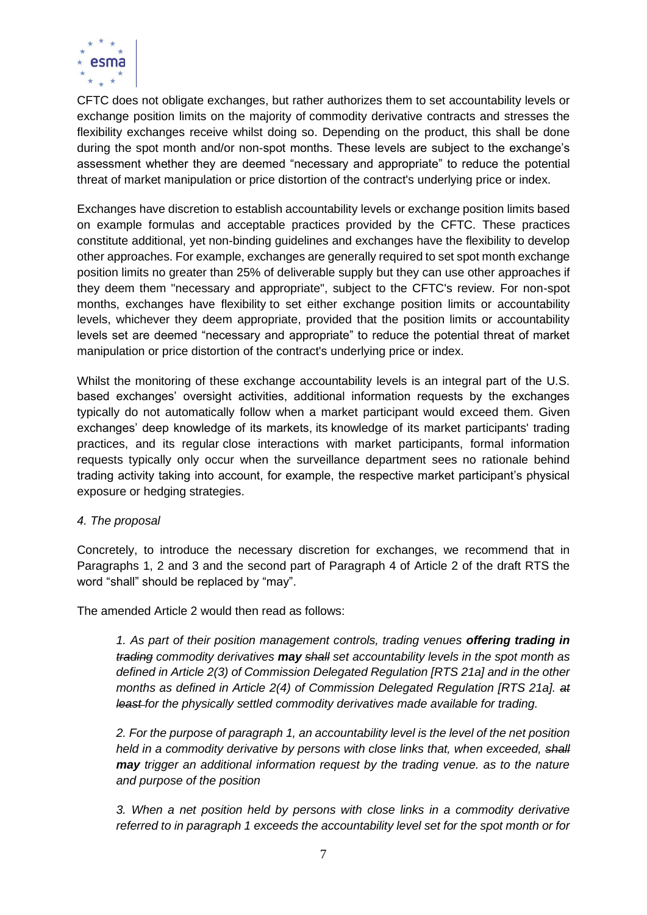CFTC does not obligate exchanges, but rather authorizes them to set accountability levels or exchange position limits on the majority of commodity derivative contracts and stresses the flexibility exchanges receive whilst doing so. Depending on the product, this shall be done during the spot month and/or non-spot months. These levels are subject to the exchange's assessment whether they are deemed "necessary and appropriate" to reduce the potential threat of market manipulation or price distortion of the contract's underlying price or index.

Exchanges have discretion to establish accountability levels or exchange position limits based on example formulas and acceptable practices provided by the CFTC. These practices constitute additional, yet non-binding guidelines and exchanges have the flexibility to develop other approaches. For example, exchanges are generally required to set spot month exchange position limits no greater than 25% of deliverable supply but they can use other approaches if they deem them "necessary and appropriate", subject to the CFTC's review. For non-spot months, exchanges have flexibility to set either exchange position limits or accountability levels, whichever they deem appropriate, provided that the position limits or accountability levels set are deemed "necessary and appropriate" to reduce the potential threat of market manipulation or price distortion of the contract's underlying price or index.

Whilst the monitoring of these exchange accountability levels is an integral part of the U.S. based exchanges' oversight activities, additional information requests by the exchanges typically do not automatically follow when a market participant would exceed them. Given exchanges' deep knowledge of its markets, its knowledge of its market participants' trading practices, and its regular close interactions with market participants, formal information requests typically only occur when the surveillance department sees no rationale behind trading activity taking into account, for example, the respective market participant's physical exposure or hedging strategies.

*4. The proposal*

Concretely, to introduce the necessary discretion for exchanges, we recommend that in Paragraphs 1, 2 and 3 and the second part of Paragraph 4 of Article 2 of the draft RTS the word "shall" should be replaced by "may".

The amended Article 2 would then read as follows:

> *1. As part of their position management controls, trading venues **offering trading in** ~~trading~~ commodity derivatives **may** ~~shall~~ set accountability levels in the spot month as defined in Article 2(3) of Commission Delegated Regulation [RTS 21a] and in the other months as defined in Article 2(4) of Commission Delegated Regulation [RTS 21a]. ~~at least~~ for the physically settled commodity derivatives made available for trading.*
>
> *2. For the purpose of paragraph 1, an accountability level is the level of the net position held in a commodity derivative by persons with close links that, when exceeded, ~~shall~~ **may** trigger an additional information request by the trading venue. as to the nature and purpose of the position*
>
> *3. When a net position held by persons with close links in a commodity derivative referred to in paragraph 1 exceeds the accountability level set for the spot month or for*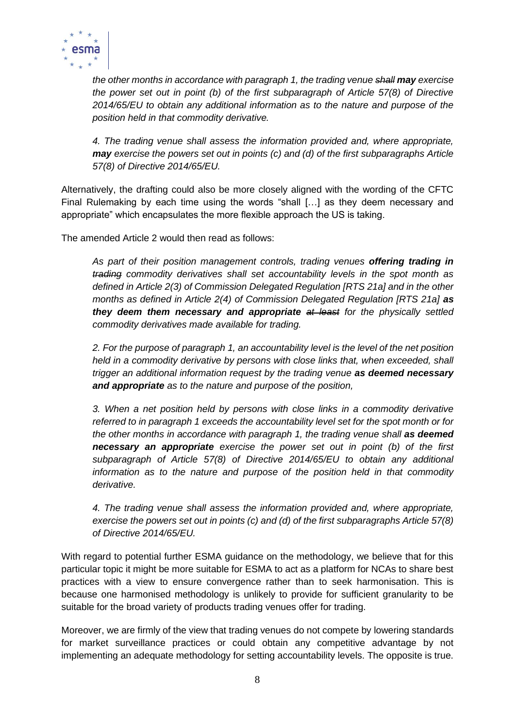*the other months in accordance with paragraph 1, the trading venue ~~shall~~ **may** exercise the power set out in point (b) of the first subparagraph of Article 57(8) of Directive 2014/65/EU to obtain any additional information as to the nature and purpose of the position held in that commodity derivative.*

*4. The trading venue shall assess the information provided and, where appropriate, **may** exercise the powers set out in points (c) and (d) of the first subparagraphs Article 57(8) of Directive 2014/65/EU.*

Alternatively, the drafting could also be more closely aligned with the wording of the CFTC Final Rulemaking by each time using the words "shall […] as they deem necessary and appropriate" which encapsulates the more flexible approach the US is taking.

The amended Article 2 would then read as follows:

*As part of their position management controls, trading venues **offering trading in** ~~trading~~ commodity derivatives shall set accountability levels in the spot month as defined in Article 2(3) of Commission Delegated Regulation [RTS 21a] and in the other months as defined in Article 2(4) of Commission Delegated Regulation [RTS 21a] **as they deem them necessary and appropriate** ~~at least~~ for the physically settled commodity derivatives made available for trading.*

*2. For the purpose of paragraph 1, an accountability level is the level of the net position held in a commodity derivative by persons with close links that, when exceeded, shall trigger an additional information request by the trading venue **as deemed necessary and appropriate** as to the nature and purpose of the position,*

*3. When a net position held by persons with close links in a commodity derivative referred to in paragraph 1 exceeds the accountability level set for the spot month or for the other months in accordance with paragraph 1, the trading venue shall **as deemed necessary an appropriate** exercise the power set out in point (b) of the first subparagraph of Article 57(8) of Directive 2014/65/EU to obtain any additional information as to the nature and purpose of the position held in that commodity derivative.*

*4. The trading venue shall assess the information provided and, where appropriate, exercise the powers set out in points (c) and (d) of the first subparagraphs Article 57(8) of Directive 2014/65/EU.*

With regard to potential further ESMA guidance on the methodology, we believe that for this particular topic it might be more suitable for ESMA to act as a platform for NCAs to share best practices with a view to ensure convergence rather than to seek harmonisation. This is because one harmonised methodology is unlikely to provide for sufficient granularity to be suitable for the broad variety of products trading venues offer for trading.

Moreover, we are firmly of the view that trading venues do not compete by lowering standards for market surveillance practices or could obtain any competitive advantage by not implementing an adequate methodology for setting accountability levels. The opposite is true.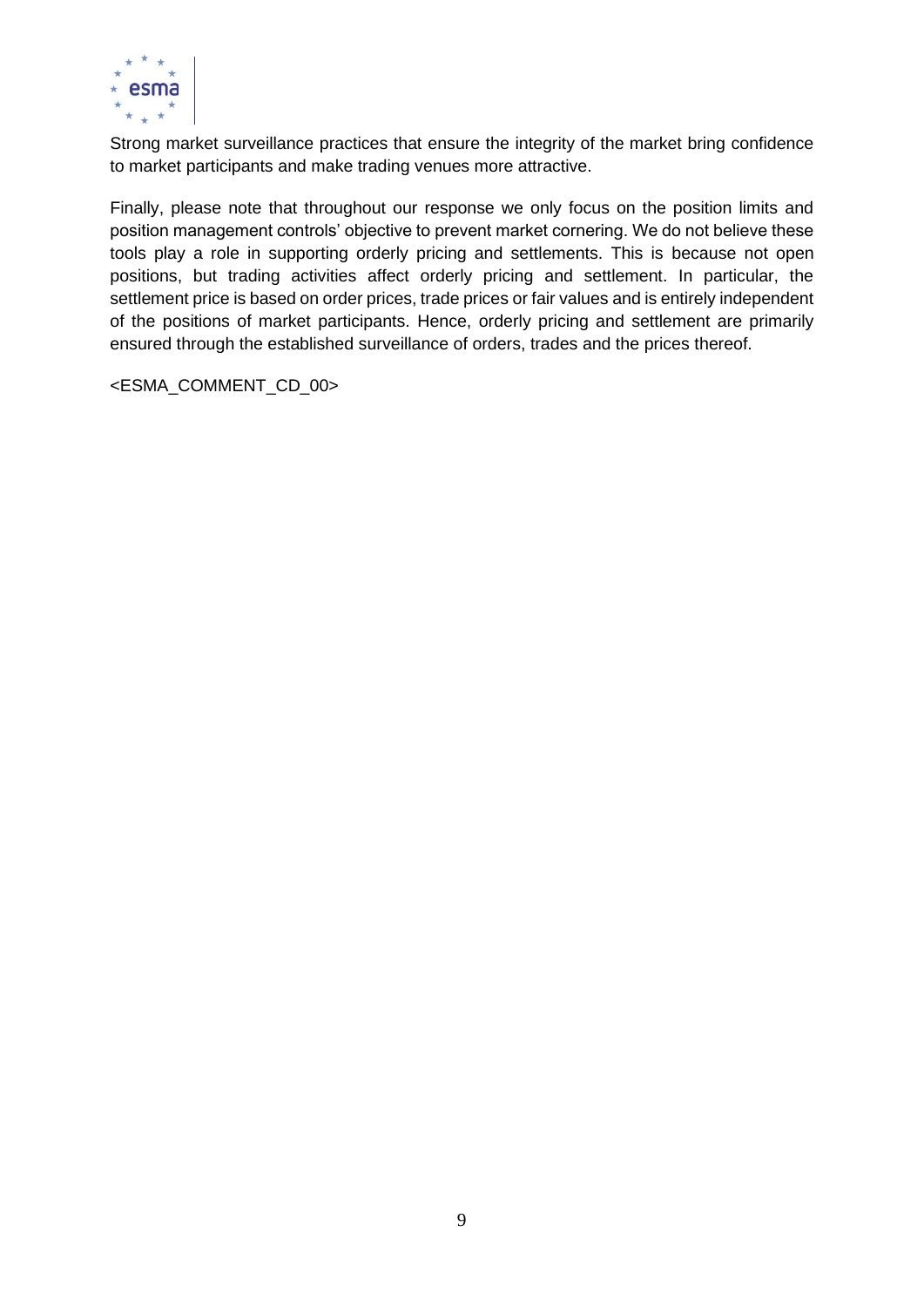Strong market surveillance practices that ensure the integrity of the market bring confidence to market participants and make trading venues more attractive.

Finally, please note that throughout our response we only focus on the position limits and position management controls' objective to prevent market cornering. We do not believe these tools play a role in supporting orderly pricing and settlements. This is because not open positions, but trading activities affect orderly pricing and settlement. In particular, the settlement price is based on order prices, trade prices or fair values and is entirely independent of the positions of market participants. Hence, orderly pricing and settlement are primarily ensured through the established surveillance of orders, trades and the prices thereof.

<ESMA_COMMENT_CD_00>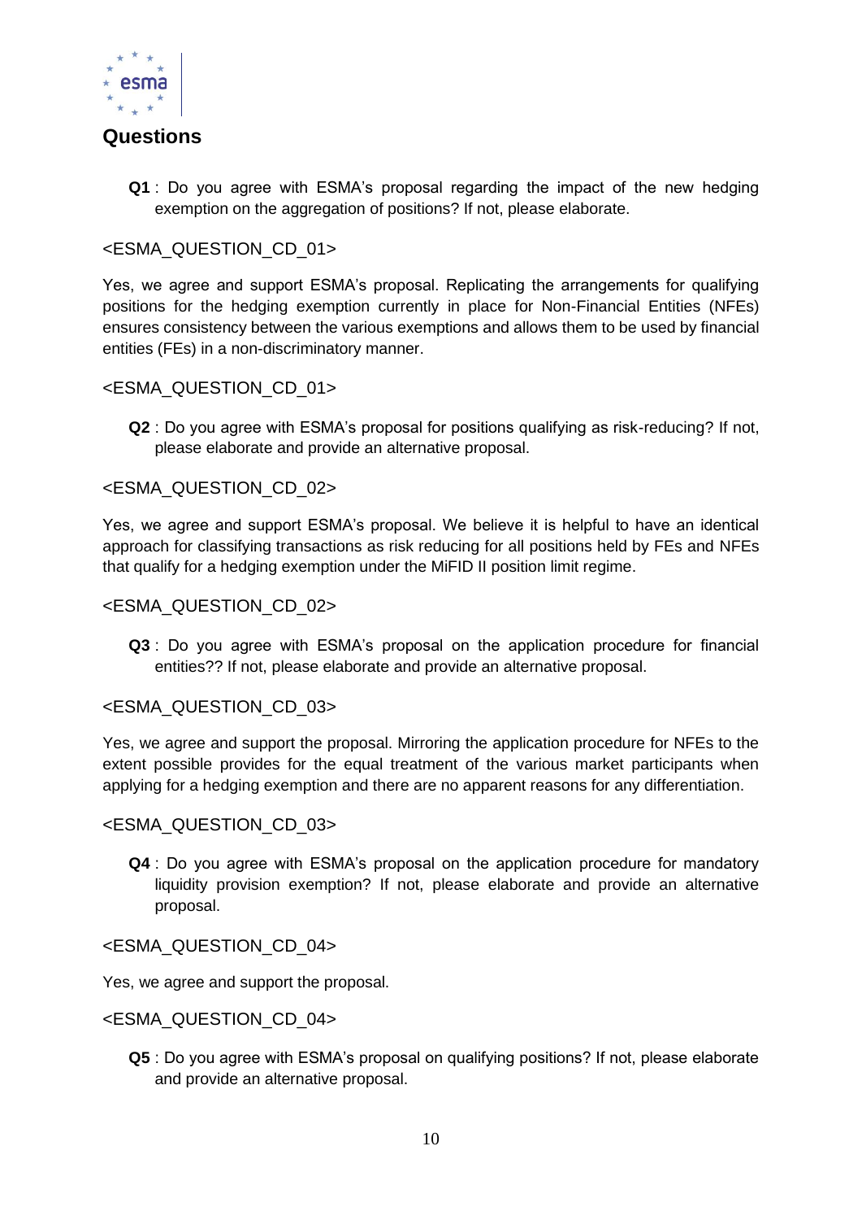## Questions

> **Q1** : Do you agree with ESMA's proposal regarding the impact of the new hedging exemption on the aggregation of positions? If not, please elaborate.

<ESMA_QUESTION_CD_01>

Yes, we agree and support ESMA's proposal. Replicating the arrangements for qualifying positions for the hedging exemption currently in place for Non-Financial Entities (NFEs) ensures consistency between the various exemptions and allows them to be used by financial entities (FEs) in a non-discriminatory manner.

<ESMA_QUESTION_CD_01>

> **Q2** : Do you agree with ESMA's proposal for positions qualifying as risk-reducing? If not, please elaborate and provide an alternative proposal.

<ESMA_QUESTION_CD_02>

Yes, we agree and support ESMA's proposal. We believe it is helpful to have an identical approach for classifying transactions as risk reducing for all positions held by FEs and NFEs that qualify for a hedging exemption under the MiFID II position limit regime.

<ESMA_QUESTION_CD_02>

> **Q3** : Do you agree with ESMA's proposal on the application procedure for financial entities?? If not, please elaborate and provide an alternative proposal.

<ESMA_QUESTION_CD_03>

Yes, we agree and support the proposal. Mirroring the application procedure for NFEs to the extent possible provides for the equal treatment of the various market participants when applying for a hedging exemption and there are no apparent reasons for any differentiation.

<ESMA_QUESTION_CD_03>

> **Q4** : Do you agree with ESMA's proposal on the application procedure for mandatory liquidity provision exemption? If not, please elaborate and provide an alternative proposal.

<ESMA_QUESTION_CD_04>

Yes, we agree and support the proposal.

<ESMA_QUESTION_CD_04>

> **Q5** : Do you agree with ESMA's proposal on qualifying positions? If not, please elaborate and provide an alternative proposal.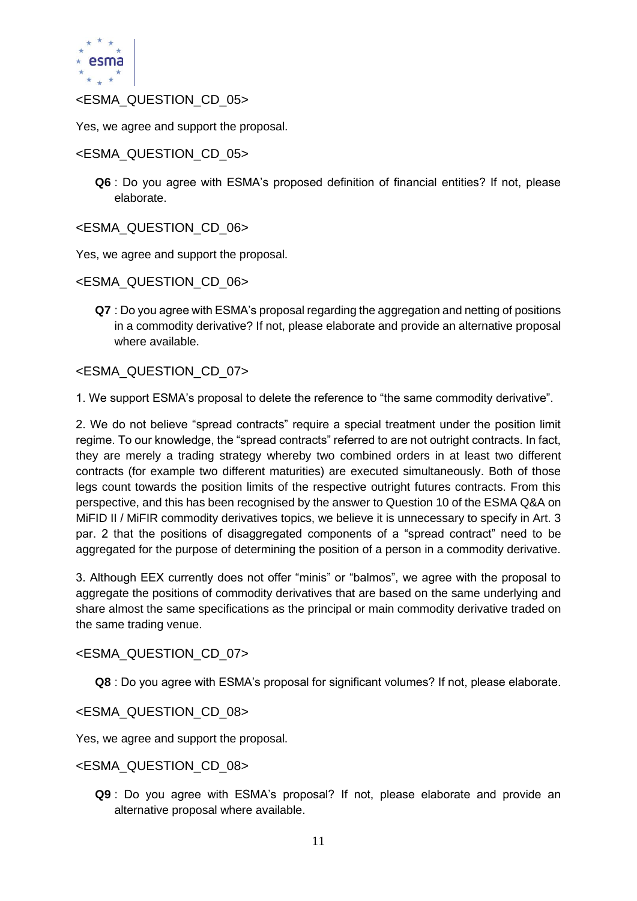<ESMA_QUESTION_CD_05>

Yes, we agree and support the proposal.

<ESMA_QUESTION_CD_05>

> **Q6** : Do you agree with ESMA's proposed definition of financial entities? If not, please elaborate.

<ESMA_QUESTION_CD_06>

Yes, we agree and support the proposal.

<ESMA_QUESTION_CD_06>

> **Q7** : Do you agree with ESMA's proposal regarding the aggregation and netting of positions in a commodity derivative? If not, please elaborate and provide an alternative proposal where available.

<ESMA_QUESTION_CD_07>

1. We support ESMA's proposal to delete the reference to "the same commodity derivative".

2. We do not believe "spread contracts" require a special treatment under the position limit regime. To our knowledge, the "spread contracts" referred to are not outright contracts. In fact, they are merely a trading strategy whereby two combined orders in at least two different contracts (for example two different maturities) are executed simultaneously. Both of those legs count towards the position limits of the respective outright futures contracts. From this perspective, and this has been recognised by the answer to Question 10 of the ESMA Q&A on MiFID II / MiFIR commodity derivatives topics, we believe it is unnecessary to specify in Art. 3 par. 2 that the positions of disaggregated components of a "spread contract" need to be aggregated for the purpose of determining the position of a person in a commodity derivative.

3. Although EEX currently does not offer "minis" or "balmos", we agree with the proposal to aggregate the positions of commodity derivatives that are based on the same underlying and share almost the same specifications as the principal or main commodity derivative traded on the same trading venue.

<ESMA_QUESTION_CD_07>

> **Q8** : Do you agree with ESMA's proposal for significant volumes? If not, please elaborate.

<ESMA_QUESTION_CD_08>

Yes, we agree and support the proposal.

<ESMA_QUESTION_CD_08>

> **Q9** : Do you agree with ESMA's proposal? If not, please elaborate and provide an alternative proposal where available.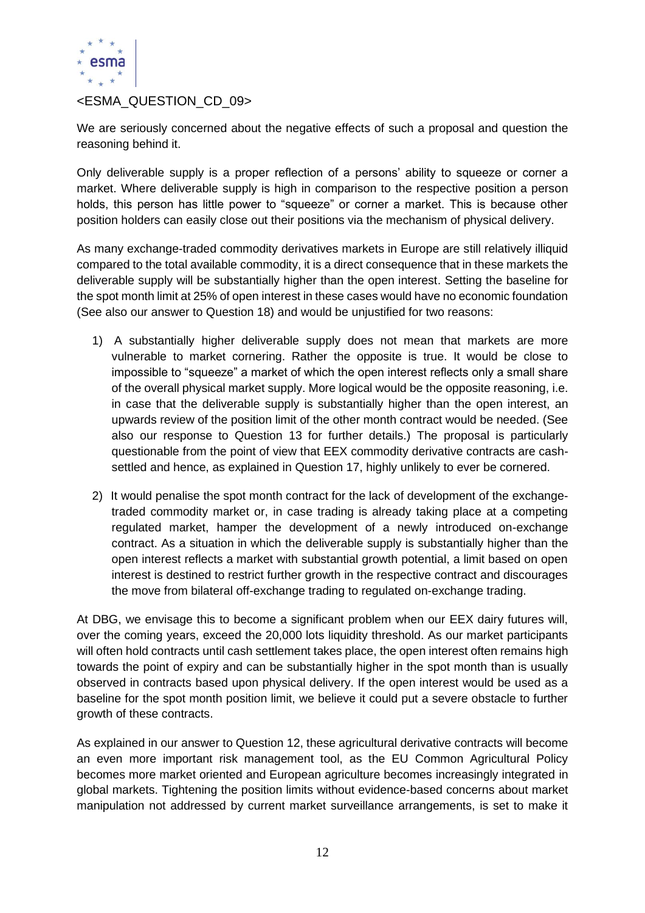<ESMA_QUESTION_CD_09>

We are seriously concerned about the negative effects of such a proposal and question the reasoning behind it.

Only deliverable supply is a proper reflection of a persons' ability to squeeze or corner a market. Where deliverable supply is high in comparison to the respective position a person holds, this person has little power to "squeeze" or corner a market. This is because other position holders can easily close out their positions via the mechanism of physical delivery.

As many exchange-traded commodity derivatives markets in Europe are still relatively illiquid compared to the total available commodity, it is a direct consequence that in these markets the deliverable supply will be substantially higher than the open interest. Setting the baseline for the spot month limit at 25% of open interest in these cases would have no economic foundation (See also our answer to Question 18) and would be unjustified for two reasons:

1) A substantially higher deliverable supply does not mean that markets are more vulnerable to market cornering. Rather the opposite is true. It would be close to impossible to "squeeze" a market of which the open interest reflects only a small share of the overall physical market supply. More logical would be the opposite reasoning, i.e. in case that the deliverable supply is substantially higher than the open interest, an upwards review of the position limit of the other month contract would be needed. (See also our response to Question 13 for further details.) The proposal is particularly questionable from the point of view that EEX commodity derivative contracts are cash-settled and hence, as explained in Question 17, highly unlikely to ever be cornered.
2) It would penalise the spot month contract for the lack of development of the exchange-traded commodity market or, in case trading is already taking place at a competing regulated market, hamper the development of a newly introduced on-exchange contract. As a situation in which the deliverable supply is substantially higher than the open interest reflects a market with substantial growth potential, a limit based on open interest is destined to restrict further growth in the respective contract and discourages the move from bilateral off-exchange trading to regulated on-exchange trading.

At DBG, we envisage this to become a significant problem when our EEX dairy futures will, over the coming years, exceed the 20,000 lots liquidity threshold. As our market participants will often hold contracts until cash settlement takes place, the open interest often remains high towards the point of expiry and can be substantially higher in the spot month than is usually observed in contracts based upon physical delivery. If the open interest would be used as a baseline for the spot month position limit, we believe it could put a severe obstacle to further growth of these contracts.

As explained in our answer to Question 12, these agricultural derivative contracts will become an even more important risk management tool, as the EU Common Agricultural Policy becomes more market oriented and European agriculture becomes increasingly integrated in global markets. Tightening the position limits without evidence-based concerns about market manipulation not addressed by current market surveillance arrangements, is set to make it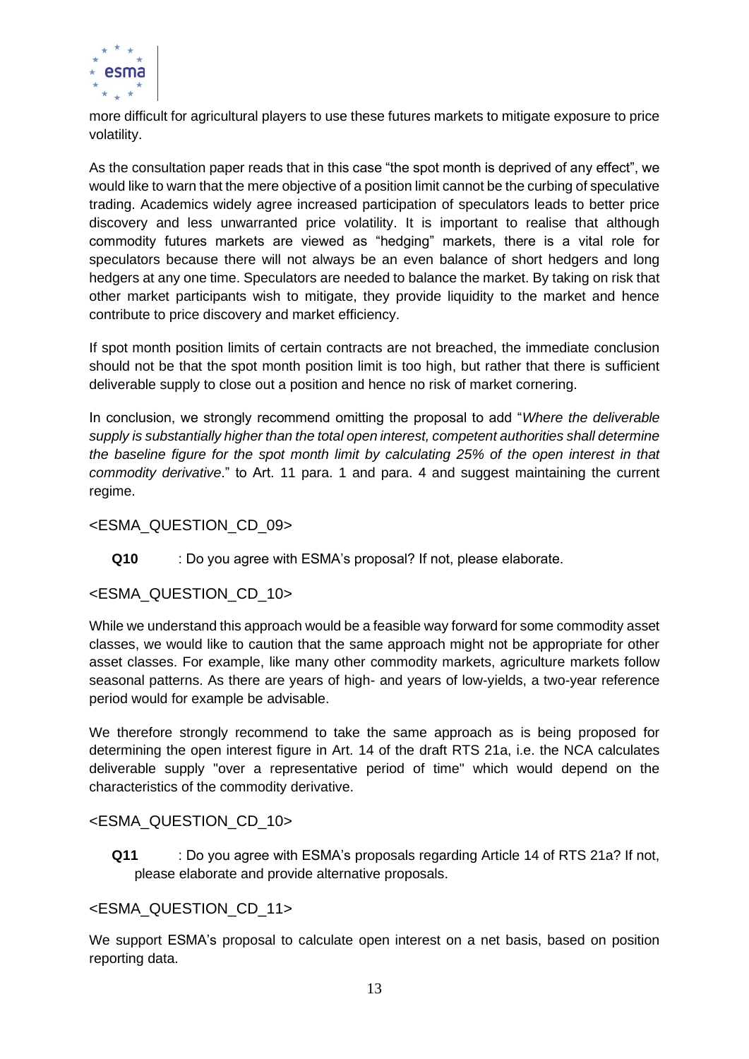more difficult for agricultural players to use these futures markets to mitigate exposure to price volatility.

As the consultation paper reads that in this case "the spot month is deprived of any effect", we would like to warn that the mere objective of a position limit cannot be the curbing of speculative trading. Academics widely agree increased participation of speculators leads to better price discovery and less unwarranted price volatility. It is important to realise that although commodity futures markets are viewed as "hedging" markets, there is a vital role for speculators because there will not always be an even balance of short hedgers and long hedgers at any one time. Speculators are needed to balance the market. By taking on risk that other market participants wish to mitigate, they provide liquidity to the market and hence contribute to price discovery and market efficiency.

If spot month position limits of certain contracts are not breached, the immediate conclusion should not be that the spot month position limit is too high, but rather that there is sufficient deliverable supply to close out a position and hence no risk of market cornering.

In conclusion, we strongly recommend omitting the proposal to add "*Where the deliverable supply is substantially higher than the total open interest, competent authorities shall determine the baseline figure for the spot month limit by calculating 25% of the open interest in that commodity derivative*." to Art. 11 para. 1 and para. 4 and suggest maintaining the current regime.

<ESMA_QUESTION_CD_09>

**Q10** : Do you agree with ESMA's proposal? If not, please elaborate.

<ESMA_QUESTION_CD_10>

While we understand this approach would be a feasible way forward for some commodity asset classes, we would like to caution that the same approach might not be appropriate for other asset classes. For example, like many other commodity markets, agriculture markets follow seasonal patterns. As there are years of high- and years of low-yields, a two-year reference period would for example be advisable.

We therefore strongly recommend to take the same approach as is being proposed for determining the open interest figure in Art. 14 of the draft RTS 21a, i.e. the NCA calculates deliverable supply "over a representative period of time" which would depend on the characteristics of the commodity derivative.

<ESMA_QUESTION_CD_10>

**Q11** : Do you agree with ESMA's proposals regarding Article 14 of RTS 21a? If not, please elaborate and provide alternative proposals.

<ESMA_QUESTION_CD_11>

We support ESMA's proposal to calculate open interest on a net basis, based on position reporting data.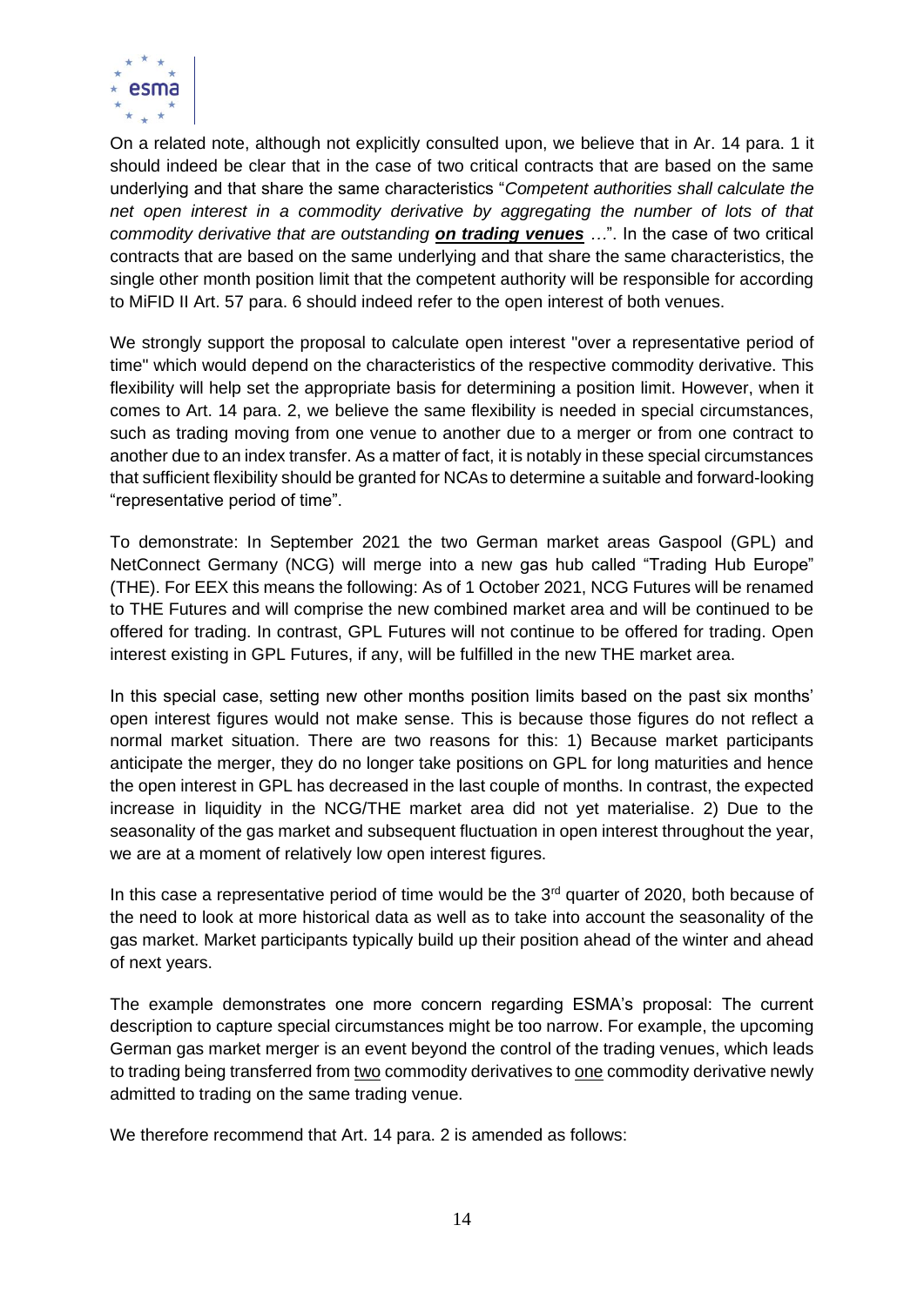On a related note, although not explicitly consulted upon, we believe that in Ar. 14 para. 1 it should indeed be clear that in the case of two critical contracts that are based on the same underlying and that share the same characteristics "*Competent authorities shall calculate the net open interest in a commodity derivative by aggregating the number of lots of that commodity derivative that are outstanding* ***on trading venues*** …". In the case of two critical contracts that are based on the same underlying and that share the same characteristics, the single other month position limit that the competent authority will be responsible for according to MiFID II Art. 57 para. 6 should indeed refer to the open interest of both venues.

We strongly support the proposal to calculate open interest "over a representative period of time" which would depend on the characteristics of the respective commodity derivative. This flexibility will help set the appropriate basis for determining a position limit. However, when it comes to Art. 14 para. 2, we believe the same flexibility is needed in special circumstances, such as trading moving from one venue to another due to a merger or from one contract to another due to an index transfer. As a matter of fact, it is notably in these special circumstances that sufficient flexibility should be granted for NCAs to determine a suitable and forward-looking "representative period of time".

To demonstrate: In September 2021 the two German market areas Gaspool (GPL) and NetConnect Germany (NCG) will merge into a new gas hub called "Trading Hub Europe" (THE). For EEX this means the following: As of 1 October 2021, NCG Futures will be renamed to THE Futures and will comprise the new combined market area and will be continued to be offered for trading. In contrast, GPL Futures will not continue to be offered for trading. Open interest existing in GPL Futures, if any, will be fulfilled in the new THE market area.

In this special case, setting new other months position limits based on the past six months' open interest figures would not make sense. This is because those figures do not reflect a normal market situation. There are two reasons for this: 1) Because market participants anticipate the merger, they do no longer take positions on GPL for long maturities and hence the open interest in GPL has decreased in the last couple of months. In contrast, the expected increase in liquidity in the NCG/THE market area did not yet materialise. 2) Due to the seasonality of the gas market and subsequent fluctuation in open interest throughout the year, we are at a moment of relatively low open interest figures.

In this case a representative period of time would be the 3rd quarter of 2020, both because of the need to look at more historical data as well as to take into account the seasonality of the gas market. Market participants typically build up their position ahead of the winter and ahead of next years.

The example demonstrates one more concern regarding ESMA's proposal: The current description to capture special circumstances might be too narrow. For example, the upcoming German gas market merger is an event beyond the control of the trading venues, which leads to trading being transferred from two commodity derivatives to one commodity derivative newly admitted to trading on the same trading venue.

We therefore recommend that Art. 14 para. 2 is amended as follows: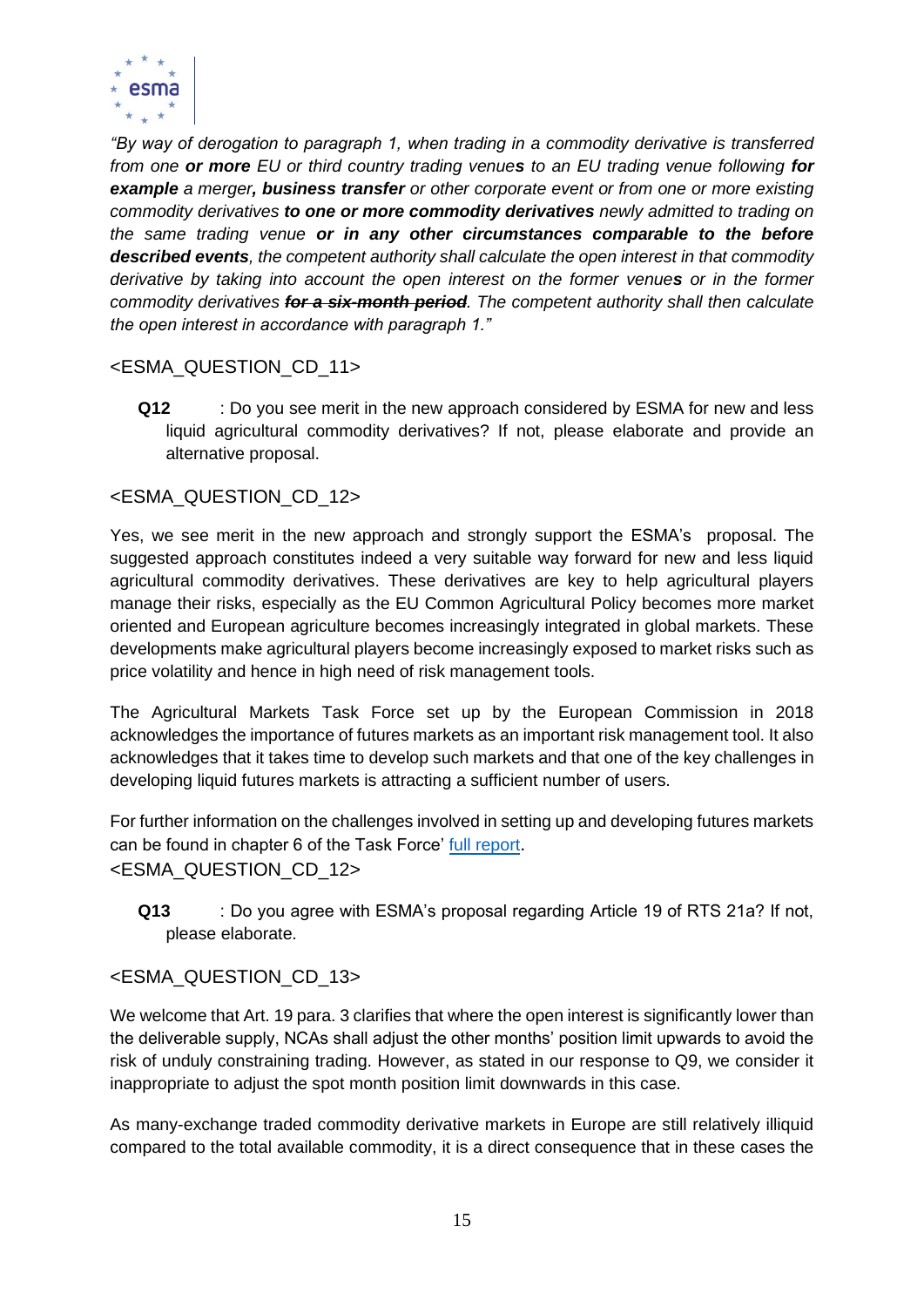*"By way of derogation to paragraph 1, when trading in a commodity derivative is transferred from one **or more** EU or third country trading venue**s** to an EU trading venue following **for example** a merger**, business transfer** or other corporate event or from one or more existing commodity derivatives **to one or more commodity derivatives** newly admitted to trading on the same trading venue **or in any other circumstances comparable to the before described events**, the competent authority shall calculate the open interest in that commodity derivative by taking into account the open interest on the former venue**s** or in the former commodity derivatives ~~**for a six-month period**~~. The competent authority shall then calculate the open interest in accordance with paragraph 1."*

<ESMA_QUESTION_CD_11>

**Q12** : Do you see merit in the new approach considered by ESMA for new and less liquid agricultural commodity derivatives? If not, please elaborate and provide an alternative proposal.

<ESMA_QUESTION_CD_12>

Yes, we see merit in the new approach and strongly support the ESMA's proposal. The suggested approach constitutes indeed a very suitable way forward for new and less liquid agricultural commodity derivatives. These derivatives are key to help agricultural players manage their risks, especially as the EU Common Agricultural Policy becomes more market oriented and European agriculture becomes increasingly integrated in global markets. These developments make agricultural players become increasingly exposed to market risks such as price volatility and hence in high need of risk management tools.

The Agricultural Markets Task Force set up by the European Commission in 2018 acknowledges the importance of futures markets as an important risk management tool. It also acknowledges that it takes time to develop such markets and that one of the key challenges in developing liquid futures markets is attracting a sufficient number of users.

For further information on the challenges involved in setting up and developing futures markets can be found in chapter 6 of the Task Force' full report.
<ESMA_QUESTION_CD_12>

**Q13** : Do you agree with ESMA's proposal regarding Article 19 of RTS 21a? If not, please elaborate.

<ESMA_QUESTION_CD_13>

We welcome that Art. 19 para. 3 clarifies that where the open interest is significantly lower than the deliverable supply, NCAs shall adjust the other months' position limit upwards to avoid the risk of unduly constraining trading. However, as stated in our response to Q9, we consider it inappropriate to adjust the spot month position limit downwards in this case.

As many-exchange traded commodity derivative markets in Europe are still relatively illiquid compared to the total available commodity, it is a direct consequence that in these cases the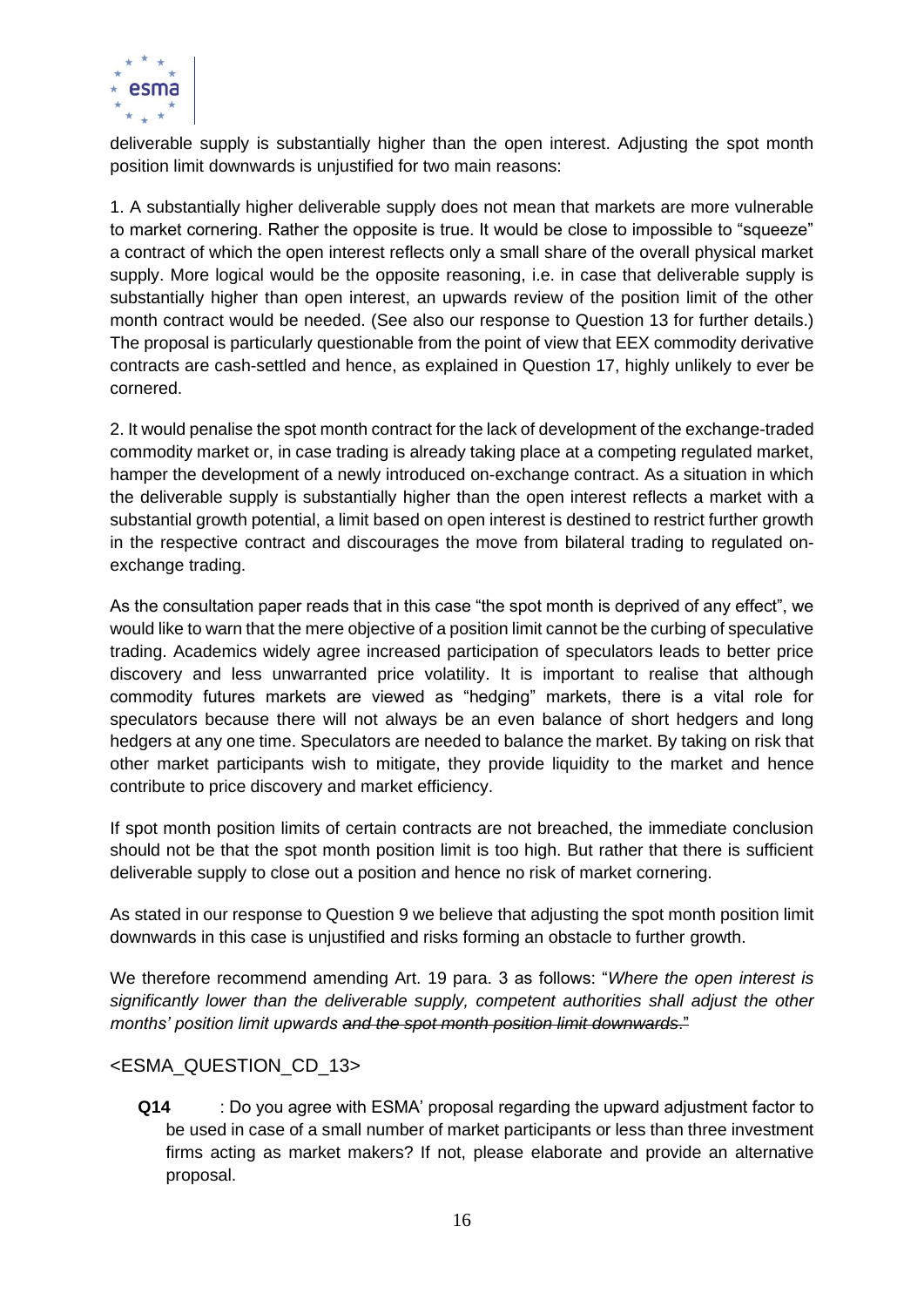deliverable supply is substantially higher than the open interest. Adjusting the spot month position limit downwards is unjustified for two main reasons:

1. A substantially higher deliverable supply does not mean that markets are more vulnerable to market cornering. Rather the opposite is true. It would be close to impossible to "squeeze" a contract of which the open interest reflects only a small share of the overall physical market supply. More logical would be the opposite reasoning, i.e. in case that deliverable supply is substantially higher than open interest, an upwards review of the position limit of the other month contract would be needed. (See also our response to Question 13 for further details.) The proposal is particularly questionable from the point of view that EEX commodity derivative contracts are cash-settled and hence, as explained in Question 17, highly unlikely to ever be cornered.

2. It would penalise the spot month contract for the lack of development of the exchange-traded commodity market or, in case trading is already taking place at a competing regulated market, hamper the development of a newly introduced on-exchange contract. As a situation in which the deliverable supply is substantially higher than the open interest reflects a market with a substantial growth potential, a limit based on open interest is destined to restrict further growth in the respective contract and discourages the move from bilateral trading to regulated on-exchange trading.

As the consultation paper reads that in this case "the spot month is deprived of any effect", we would like to warn that the mere objective of a position limit cannot be the curbing of speculative trading. Academics widely agree increased participation of speculators leads to better price discovery and less unwarranted price volatility. It is important to realise that although commodity futures markets are viewed as "hedging" markets, there is a vital role for speculators because there will not always be an even balance of short hedgers and long hedgers at any one time. Speculators are needed to balance the market. By taking on risk that other market participants wish to mitigate, they provide liquidity to the market and hence contribute to price discovery and market efficiency.

If spot month position limits of certain contracts are not breached, the immediate conclusion should not be that the spot month position limit is too high. But rather that there is sufficient deliverable supply to close out a position and hence no risk of market cornering.

As stated in our response to Question 9 we believe that adjusting the spot month position limit downwards in this case is unjustified and risks forming an obstacle to further growth.

We therefore recommend amending Art. 19 para. 3 as follows: "*Where the open interest is significantly lower than the deliverable supply, competent authorities shall adjust the other months' position limit upwards ~~and the spot month position limit downwards~~.*"

<ESMA_QUESTION_CD_13>

**Q14** : Do you agree with ESMA' proposal regarding the upward adjustment factor to be used in case of a small number of market participants or less than three investment firms acting as market makers? If not, please elaborate and provide an alternative proposal.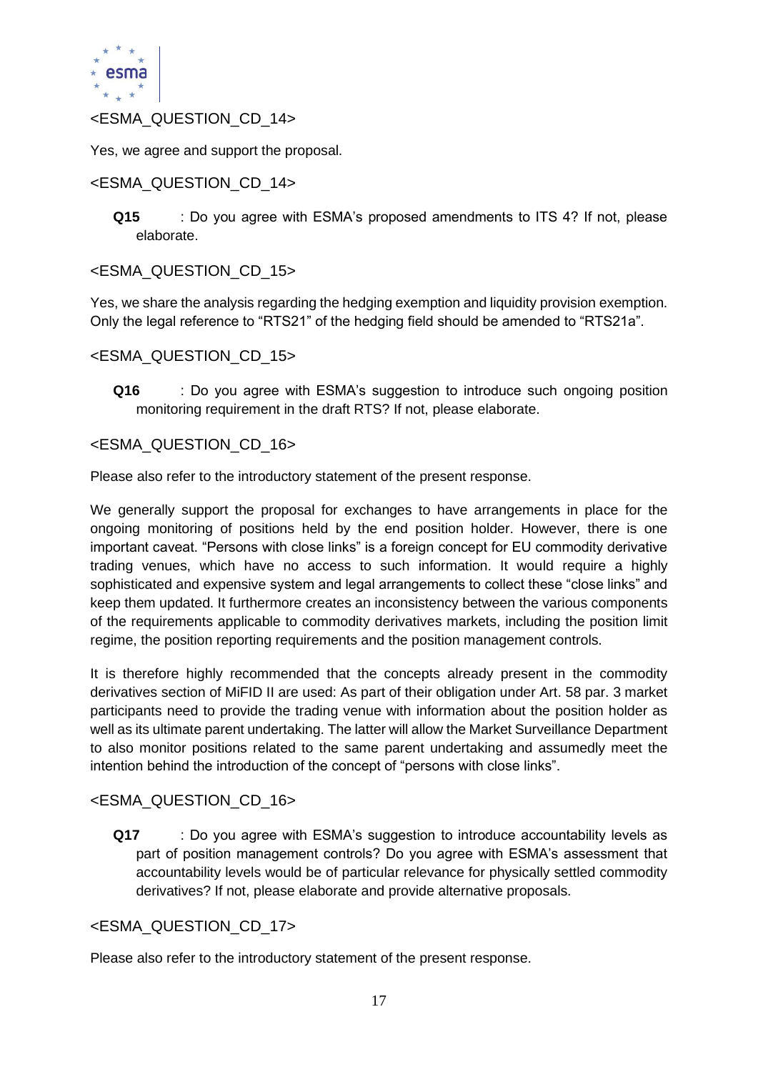<ESMA_QUESTION_CD_14>

Yes, we agree and support the proposal.

<ESMA_QUESTION_CD_14>

**Q15** : Do you agree with ESMA's proposed amendments to ITS 4? If not, please elaborate.

<ESMA_QUESTION_CD_15>

Yes, we share the analysis regarding the hedging exemption and liquidity provision exemption. Only the legal reference to "RTS21" of the hedging field should be amended to "RTS21a".

<ESMA_QUESTION_CD_15>

**Q16** : Do you agree with ESMA's suggestion to introduce such ongoing position monitoring requirement in the draft RTS? If not, please elaborate.

<ESMA_QUESTION_CD_16>

Please also refer to the introductory statement of the present response.

We generally support the proposal for exchanges to have arrangements in place for the ongoing monitoring of positions held by the end position holder. However, there is one important caveat. "Persons with close links" is a foreign concept for EU commodity derivative trading venues, which have no access to such information. It would require a highly sophisticated and expensive system and legal arrangements to collect these "close links" and keep them updated. It furthermore creates an inconsistency between the various components of the requirements applicable to commodity derivatives markets, including the position limit regime, the position reporting requirements and the position management controls.

It is therefore highly recommended that the concepts already present in the commodity derivatives section of MiFID II are used: As part of their obligation under Art. 58 par. 3 market participants need to provide the trading venue with information about the position holder as well as its ultimate parent undertaking. The latter will allow the Market Surveillance Department to also monitor positions related to the same parent undertaking and assumedly meet the intention behind the introduction of the concept of "persons with close links".

<ESMA_QUESTION_CD_16>

**Q17** : Do you agree with ESMA's suggestion to introduce accountability levels as part of position management controls? Do you agree with ESMA's assessment that accountability levels would be of particular relevance for physically settled commodity derivatives? If not, please elaborate and provide alternative proposals.

<ESMA_QUESTION_CD_17>

Please also refer to the introductory statement of the present response.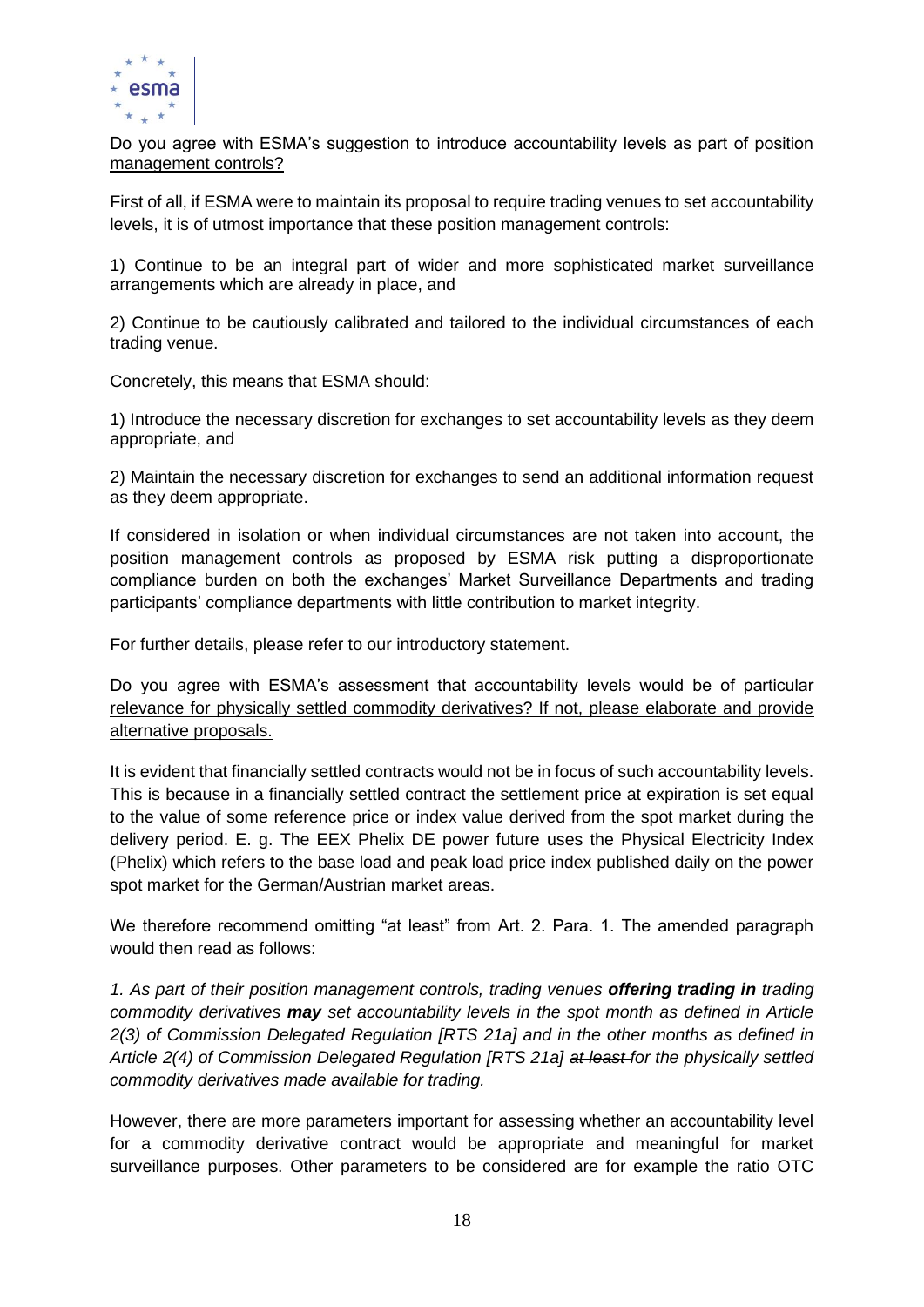<u>Do you agree with ESMA's suggestion to introduce accountability levels as part of position management controls?</u>

First of all, if ESMA were to maintain its proposal to require trading venues to set accountability levels, it is of utmost importance that these position management controls:

1) Continue to be an integral part of wider and more sophisticated market surveillance arrangements which are already in place, and

2) Continue to be cautiously calibrated and tailored to the individual circumstances of each trading venue.

Concretely, this means that ESMA should:

1) Introduce the necessary discretion for exchanges to set accountability levels as they deem appropriate, and

2) Maintain the necessary discretion for exchanges to send an additional information request as they deem appropriate.

If considered in isolation or when individual circumstances are not taken into account, the position management controls as proposed by ESMA risk putting a disproportionate compliance burden on both the exchanges' Market Surveillance Departments and trading participants' compliance departments with little contribution to market integrity.

For further details, please refer to our introductory statement.

<u>Do you agree with ESMA's assessment that accountability levels would be of particular relevance for physically settled commodity derivatives? If not, please elaborate and provide alternative proposals.</u>

It is evident that financially settled contracts would not be in focus of such accountability levels. This is because in a financially settled contract the settlement price at expiration is set equal to the value of some reference price or index value derived from the spot market during the delivery period. E. g. The EEX Phelix DE power future uses the Physical Electricity Index (Phelix) which refers to the base load and peak load price index published daily on the power spot market for the German/Austrian market areas.

We therefore recommend omitting "at least" from Art. 2. Para. 1. The amended paragraph would then read as follows:

*1. As part of their position management controls, trading venues **offering trading in** ~~trading~~ commodity derivatives **may** set accountability levels in the spot month as defined in Article 2(3) of Commission Delegated Regulation [RTS 21a] and in the other months as defined in Article 2(4) of Commission Delegated Regulation [RTS 21a] ~~at least~~ for the physically settled commodity derivatives made available for trading.*

However, there are more parameters important for assessing whether an accountability level for a commodity derivative contract would be appropriate and meaningful for market surveillance purposes. Other parameters to be considered are for example the ratio OTC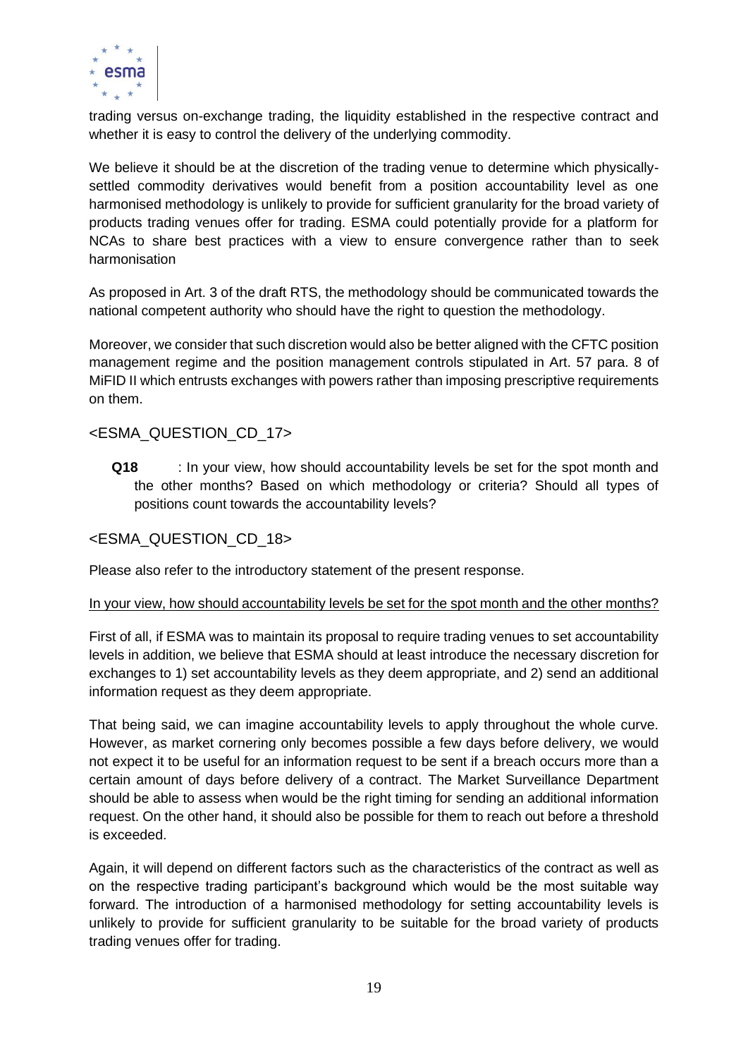trading versus on-exchange trading, the liquidity established in the respective contract and whether it is easy to control the delivery of the underlying commodity.

We believe it should be at the discretion of the trading venue to determine which physically-settled commodity derivatives would benefit from a position accountability level as one harmonised methodology is unlikely to provide for sufficient granularity for the broad variety of products trading venues offer for trading. ESMA could potentially provide for a platform for NCAs to share best practices with a view to ensure convergence rather than to seek harmonisation

As proposed in Art. 3 of the draft RTS, the methodology should be communicated towards the national competent authority who should have the right to question the methodology.

Moreover, we consider that such discretion would also be better aligned with the CFTC position management regime and the position management controls stipulated in Art. 57 para. 8 of MiFID II which entrusts exchanges with powers rather than imposing prescriptive requirements on them.

<ESMA_QUESTION_CD_17>

**Q18** : In your view, how should accountability levels be set for the spot month and the other months? Based on which methodology or criteria? Should all types of positions count towards the accountability levels?

<ESMA_QUESTION_CD_18>

Please also refer to the introductory statement of the present response.

<u>In your view, how should accountability levels be set for the spot month and the other months?</u>

First of all, if ESMA was to maintain its proposal to require trading venues to set accountability levels in addition, we believe that ESMA should at least introduce the necessary discretion for exchanges to 1) set accountability levels as they deem appropriate, and 2) send an additional information request as they deem appropriate.

That being said, we can imagine accountability levels to apply throughout the whole curve. However, as market cornering only becomes possible a few days before delivery, we would not expect it to be useful for an information request to be sent if a breach occurs more than a certain amount of days before delivery of a contract. The Market Surveillance Department should be able to assess when would be the right timing for sending an additional information request. On the other hand, it should also be possible for them to reach out before a threshold is exceeded.

Again, it will depend on different factors such as the characteristics of the contract as well as on the respective trading participant's background which would be the most suitable way forward. The introduction of a harmonised methodology for setting accountability levels is unlikely to provide for sufficient granularity to be suitable for the broad variety of products trading venues offer for trading.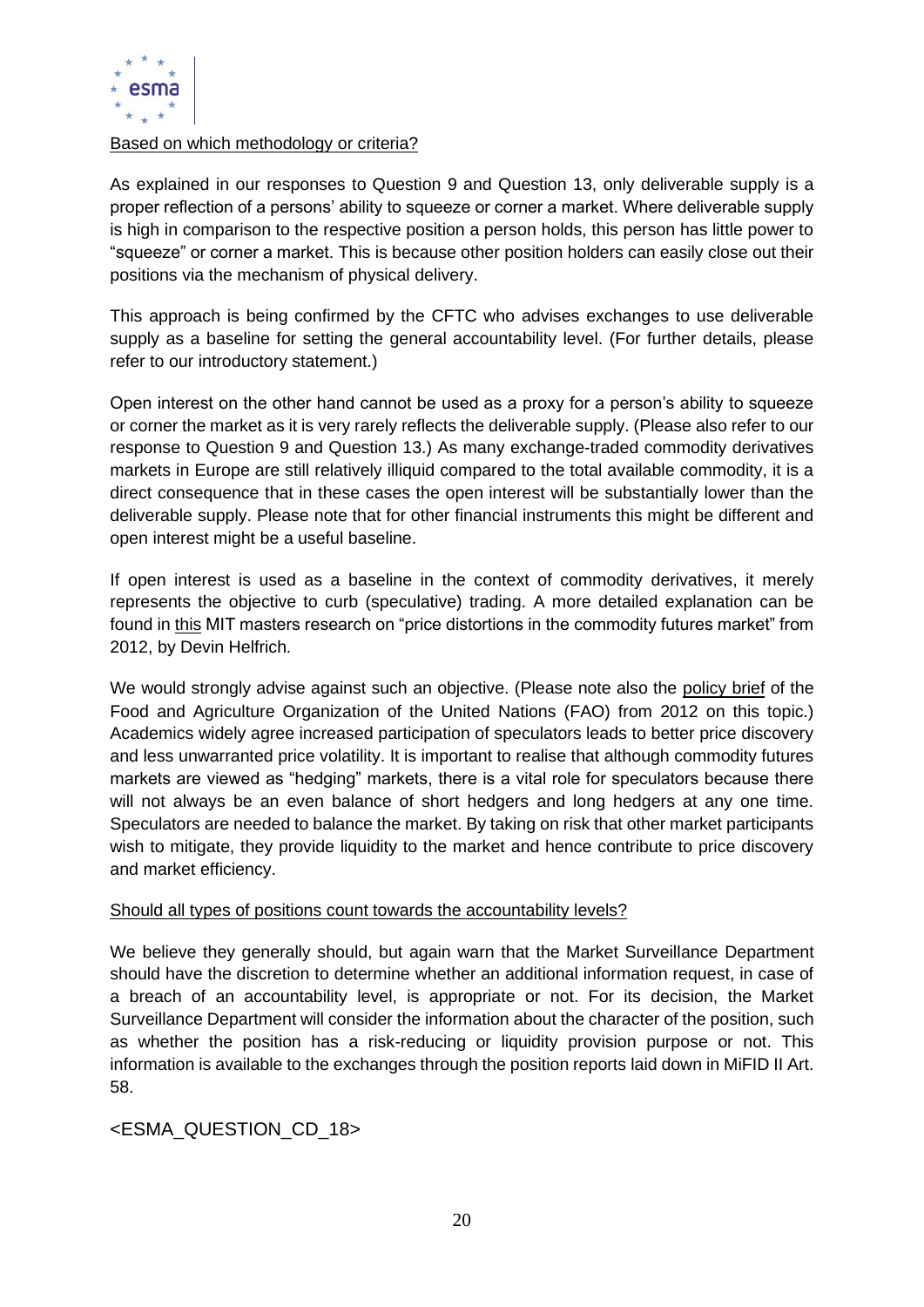Based on which methodology or criteria?

As explained in our responses to Question 9 and Question 13, only deliverable supply is a proper reflection of a persons' ability to squeeze or corner a market. Where deliverable supply is high in comparison to the respective position a person holds, this person has little power to "squeeze" or corner a market. This is because other position holders can easily close out their positions via the mechanism of physical delivery.

This approach is being confirmed by the CFTC who advises exchanges to use deliverable supply as a baseline for setting the general accountability level. (For further details, please refer to our introductory statement.)

Open interest on the other hand cannot be used as a proxy for a person's ability to squeeze or corner the market as it is very rarely reflects the deliverable supply. (Please also refer to our response to Question 9 and Question 13.) As many exchange-traded commodity derivatives markets in Europe are still relatively illiquid compared to the total available commodity, it is a direct consequence that in these cases the open interest will be substantially lower than the deliverable supply. Please note that for other financial instruments this might be different and open interest might be a useful baseline.

If open interest is used as a baseline in the context of commodity derivatives, it merely represents the objective to curb (speculative) trading. A more detailed explanation can be found in this MIT masters research on "price distortions in the commodity futures market" from 2012, by Devin Helfrich.

We would strongly advise against such an objective. (Please note also the policy brief of the Food and Agriculture Organization of the United Nations (FAO) from 2012 on this topic.) Academics widely agree increased participation of speculators leads to better price discovery and less unwarranted price volatility. It is important to realise that although commodity futures markets are viewed as "hedging" markets, there is a vital role for speculators because there will not always be an even balance of short hedgers and long hedgers at any one time. Speculators are needed to balance the market. By taking on risk that other market participants wish to mitigate, they provide liquidity to the market and hence contribute to price discovery and market efficiency.

Should all types of positions count towards the accountability levels?

We believe they generally should, but again warn that the Market Surveillance Department should have the discretion to determine whether an additional information request, in case of a breach of an accountability level, is appropriate or not. For its decision, the Market Surveillance Department will consider the information about the character of the position, such as whether the position has a risk-reducing or liquidity provision purpose or not. This information is available to the exchanges through the position reports laid down in MiFID II Art. 58.

<ESMA_QUESTION_CD_18>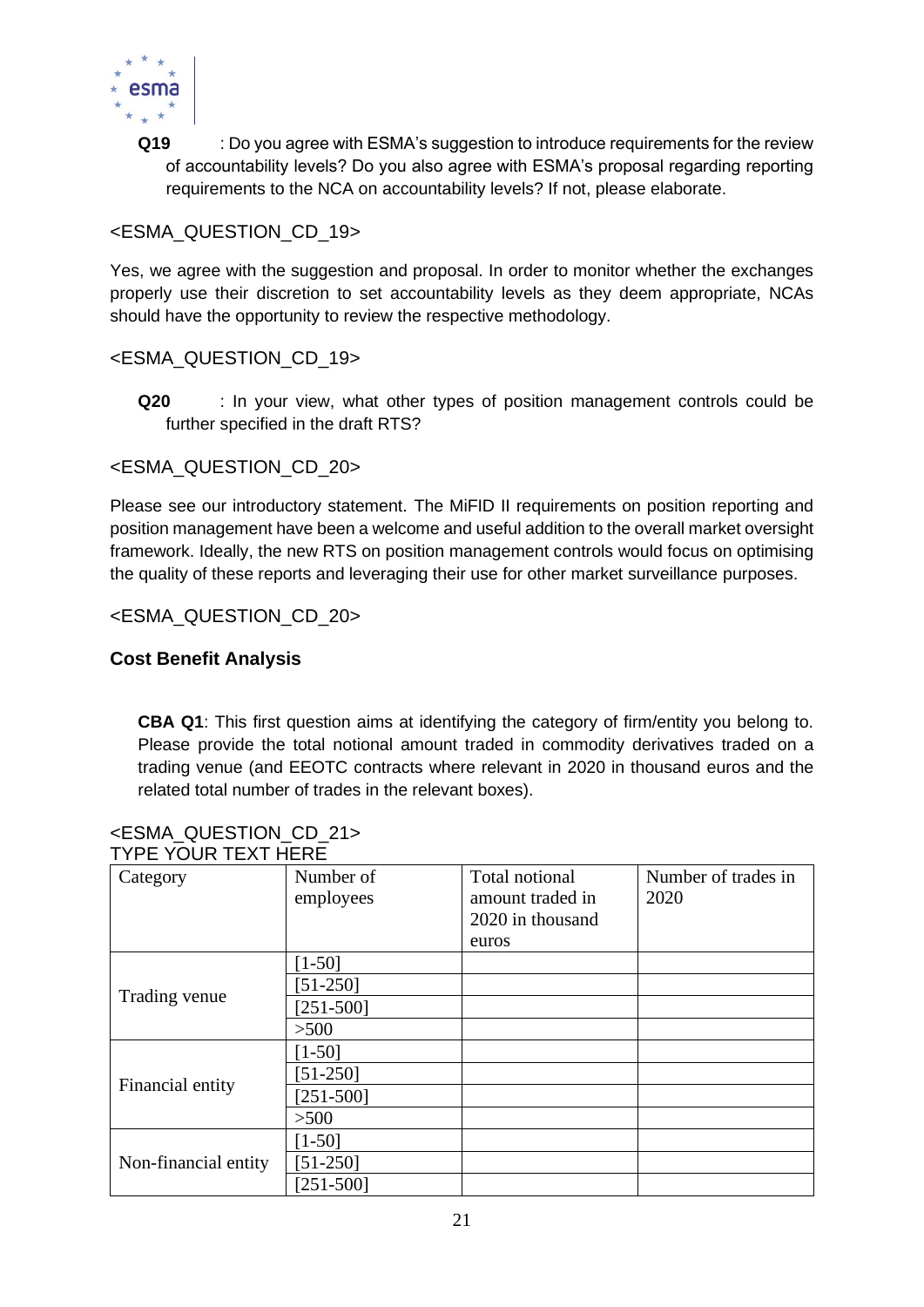**Q19** : Do you agree with ESMA's suggestion to introduce requirements for the review of accountability levels? Do you also agree with ESMA's proposal regarding reporting requirements to the NCA on accountability levels? If not, please elaborate.

<ESMA_QUESTION_CD_19>

Yes, we agree with the suggestion and proposal. In order to monitor whether the exchanges properly use their discretion to set accountability levels as they deem appropriate, NCAs should have the opportunity to review the respective methodology.

<ESMA_QUESTION_CD_19>

**Q20** : In your view, what other types of position management controls could be further specified in the draft RTS?

<ESMA_QUESTION_CD_20>

Please see our introductory statement. The MiFID II requirements on position reporting and position management have been a welcome and useful addition to the overall market oversight framework. Ideally, the new RTS on position management controls would focus on optimising the quality of these reports and leveraging their use for other market surveillance purposes.

<ESMA_QUESTION_CD_20>

**Cost Benefit Analysis**

**CBA Q1**: This first question aims at identifying the category of firm/entity you belong to. Please provide the total notional amount traded in commodity derivatives traded on a trading venue (and EEOTC contracts where relevant in 2020 in thousand euros and the related total number of trades in the relevant boxes).

<ESMA_QUESTION_CD_21>
TYPE YOUR TEXT HERE

| Category | Number of employees | Total notional amount traded in 2020 in thousand euros | Number of trades in 2020 |
|---|---|---|---|
| Trading venue | [1-50] | | |
| | [51-250] | | |
| | [251-500] | | |
| | >500 | | |
| Financial entity | [1-50] | | |
| | [51-250] | | |
| | [251-500] | | |
| | >500 | | |
| Non-financial entity | [1-50] | | |
| | [51-250] | | |
| | [251-500] | | |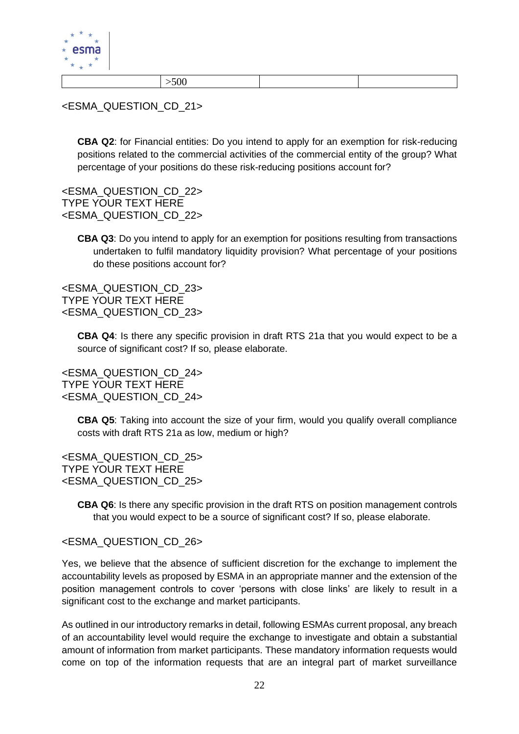| | >500 | | |
|---|---|---|---|

<ESMA_QUESTION_CD_21>

**CBA Q2**: for Financial entities: Do you intend to apply for an exemption for risk-reducing positions related to the commercial activities of the commercial entity of the group? What percentage of your positions do these risk-reducing positions account for?

<ESMA_QUESTION_CD_22>
TYPE YOUR TEXT HERE
<ESMA_QUESTION_CD_22>

**CBA Q3**: Do you intend to apply for an exemption for positions resulting from transactions undertaken to fulfil mandatory liquidity provision? What percentage of your positions do these positions account for?

<ESMA_QUESTION_CD_23>
TYPE YOUR TEXT HERE
<ESMA_QUESTION_CD_23>

**CBA Q4**: Is there any specific provision in draft RTS 21a that you would expect to be a source of significant cost? If so, please elaborate.

<ESMA_QUESTION_CD_24>
TYPE YOUR TEXT HERE
<ESMA_QUESTION_CD_24>

**CBA Q5**: Taking into account the size of your firm, would you qualify overall compliance costs with draft RTS 21a as low, medium or high?

<ESMA_QUESTION_CD_25>
TYPE YOUR TEXT HERE
<ESMA_QUESTION_CD_25>

**CBA Q6**: Is there any specific provision in the draft RTS on position management controls that you would expect to be a source of significant cost? If so, please elaborate.

<ESMA_QUESTION_CD_26>

Yes, we believe that the absence of sufficient discretion for the exchange to implement the accountability levels as proposed by ESMA in an appropriate manner and the extension of the position management controls to cover 'persons with close links' are likely to result in a significant cost to the exchange and market participants.

As outlined in our introductory remarks in detail, following ESMAs current proposal, any breach of an accountability level would require the exchange to investigate and obtain a substantial amount of information from market participants. These mandatory information requests would come on top of the information requests that are an integral part of market surveillance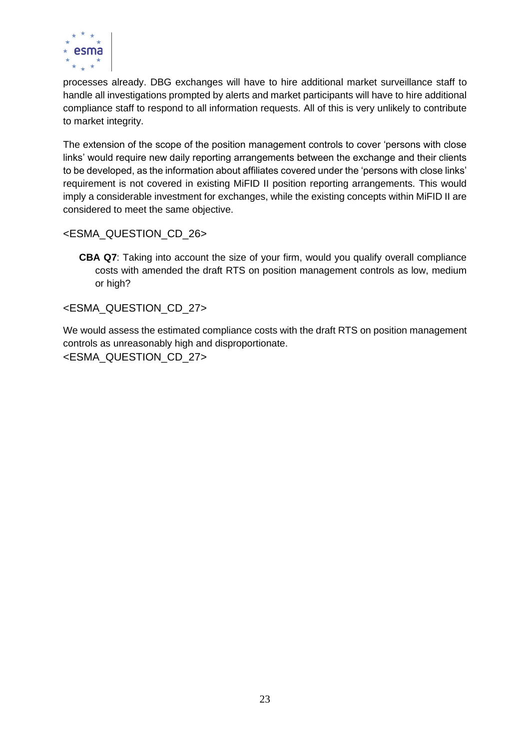processes already. DBG exchanges will have to hire additional market surveillance staff to handle all investigations prompted by alerts and market participants will have to hire additional compliance staff to respond to all information requests. All of this is very unlikely to contribute to market integrity.

The extension of the scope of the position management controls to cover 'persons with close links' would require new daily reporting arrangements between the exchange and their clients to be developed, as the information about affiliates covered under the 'persons with close links' requirement is not covered in existing MiFID II position reporting arrangements. This would imply a considerable investment for exchanges, while the existing concepts within MiFID II are considered to meet the same objective.

<ESMA_QUESTION_CD_26>

> **CBA Q7**: Taking into account the size of your firm, would you qualify overall compliance costs with amended the draft RTS on position management controls as low, medium or high?

<ESMA_QUESTION_CD_27>

We would assess the estimated compliance costs with the draft RTS on position management controls as unreasonably high and disproportionate.

<ESMA_QUESTION_CD_27>